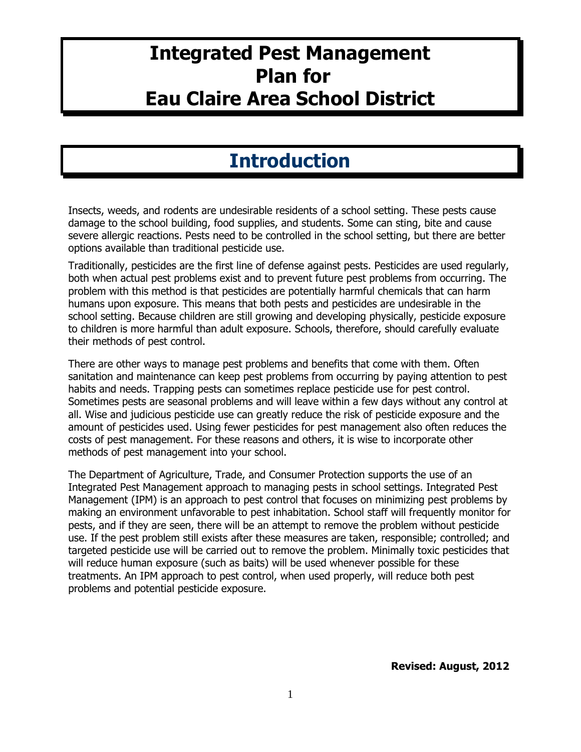# Integrated Pest Management Plan for Eau Claire Area School District

## Introduction

Insects, weeds, and rodents are undesirable residents of a school setting. These pests cause damage to the school building, food supplies, and students. Some can sting, bite and cause severe allergic reactions. Pests need to be controlled in the school setting, but there are better options available than traditional pesticide use.

Traditionally, pesticides are the first line of defense against pests. Pesticides are used regularly, both when actual pest problems exist and to prevent future pest problems from occurring. The problem with this method is that pesticides are potentially harmful chemicals that can harm humans upon exposure. This means that both pests and pesticides are undesirable in the school setting. Because children are still growing and developing physically, pesticide exposure to children is more harmful than adult exposure. Schools, therefore, should carefully evaluate their methods of pest control.

There are other ways to manage pest problems and benefits that come with them. Often sanitation and maintenance can keep pest problems from occurring by paying attention to pest habits and needs. Trapping pests can sometimes replace pesticide use for pest control. Sometimes pests are seasonal problems and will leave within a few days without any control at all. Wise and judicious pesticide use can greatly reduce the risk of pesticide exposure and the amount of pesticides used. Using fewer pesticides for pest management also often reduces the costs of pest management. For these reasons and others, it is wise to incorporate other methods of pest management into your school.

The Department of Agriculture, Trade, and Consumer Protection supports the use of an Integrated Pest Management approach to managing pests in school settings. Integrated Pest Management (IPM) is an approach to pest control that focuses on minimizing pest problems by making an environment unfavorable to pest inhabitation. School staff will frequently monitor for pests, and if they are seen, there will be an attempt to remove the problem without pesticide use. If the pest problem still exists after these measures are taken, responsible; controlled; and targeted pesticide use will be carried out to remove the problem. Minimally toxic pesticides that will reduce human exposure (such as baits) will be used whenever possible for these treatments. An IPM approach to pest control, when used properly, will reduce both pest problems and potential pesticide exposure.

**Revised: August, 2012**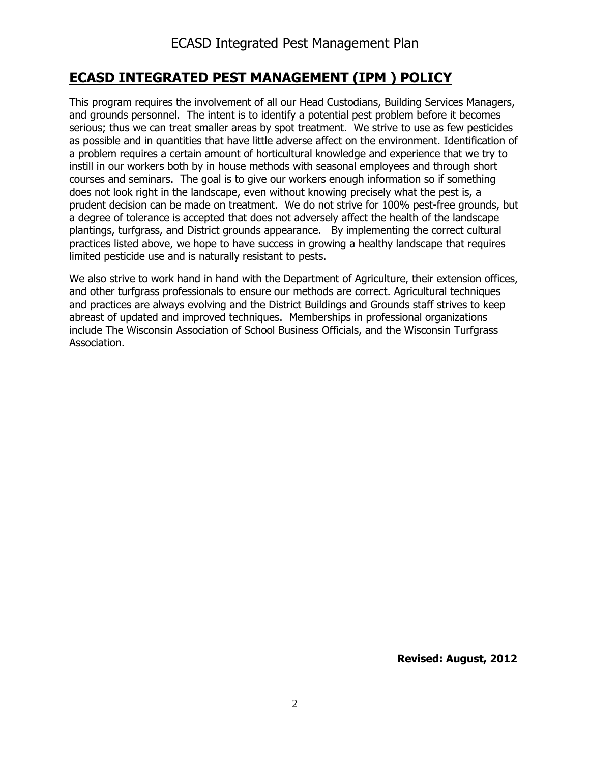## ECASD INTEGRATED PEST MANAGEMENT (IPM ) POLICY

This program requires the involvement of all our Head Custodians, Building Services Managers, and grounds personnel. The intent is to identify a potential pest problem before it becomes serious; thus we can treat smaller areas by spot treatment. We strive to use as few pesticides as possible and in quantities that have little adverse affect on the environment. Identification of a problem requires a certain amount of horticultural knowledge and experience that we try to instill in our workers both by in house methods with seasonal employees and through short courses and seminars. The goal is to give our workers enough information so if something does not look right in the landscape, even without knowing precisely what the pest is, a prudent decision can be made on treatment. We do not strive for 100% pest-free grounds, but a degree of tolerance is accepted that does not adversely affect the health of the landscape plantings, turfgrass, and District grounds appearance. By implementing the correct cultural practices listed above, we hope to have success in growing a healthy landscape that requires limited pesticide use and is naturally resistant to pests.

We also strive to work hand in hand with the Department of Agriculture, their extension offices, and other turfgrass professionals to ensure our methods are correct. Agricultural techniques and practices are always evolving and the District Buildings and Grounds staff strives to keep abreast of updated and improved techniques. Memberships in professional organizations include The Wisconsin Association of School Business Officials, and the Wisconsin Turfgrass Association.

**Revised: August, 2012**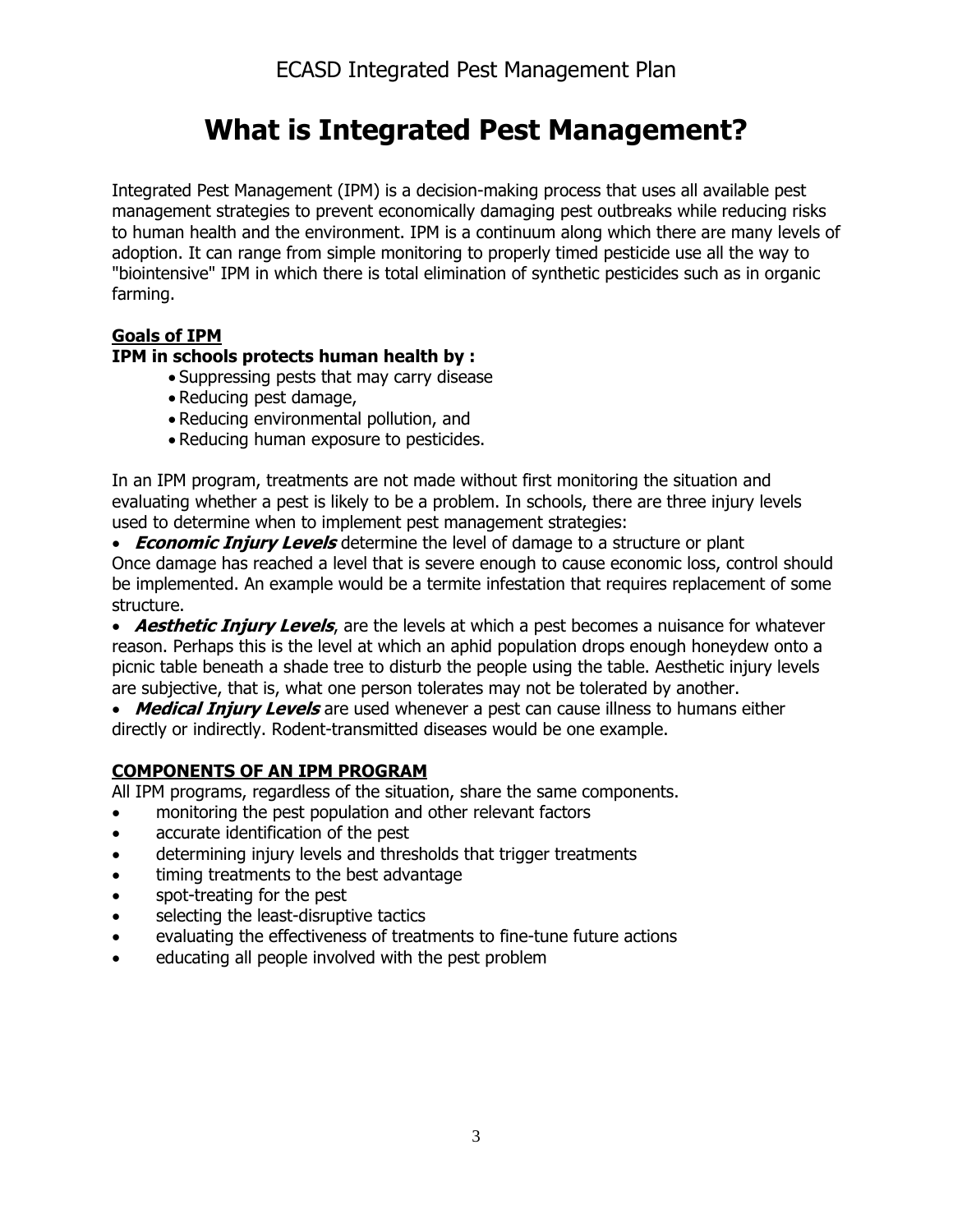# What is Integrated Pest Management?

Integrated Pest Management (IPM) is a decision-making process that uses all available pest management strategies to prevent economically damaging pest outbreaks while reducing risks to human health and the environment. IPM is a continuum along which there are many levels of adoption. It can range from simple monitoring to properly timed pesticide use all the way to "biointensive" IPM in which there is total elimination of synthetic pesticides such as in organic farming.

**Goals of IPM**

**IPM in schools protects human health by :**

- Suppressing pests that may carry disease
- Reducing pest damage,
- Reducing environmental pollution, and
- Reducing human exposure to pesticides.

In an IPM program, treatments are not made without first monitoring the situation and evaluating whether a pest is likely to be a problem. In schools, there are three injury levels used to determine when to implement pest management strategies:

- ***Economic Injury Levels*** determine the level of damage to a structure or plant Once damage has reached a level that is severe enough to cause economic loss, control should be implemented. An example would be a termite infestation that requires replacement of some structure.
- ***Aesthetic Injury Levels***, are the levels at which a pest becomes a nuisance for whatever reason. Perhaps this is the level at which an aphid population drops enough honeydew onto a picnic table beneath a shade tree to disturb the people using the table. Aesthetic injury levels are subjective, that is, what one person tolerates may not be tolerated by another.
- ***Medical Injury Levels*** are used whenever a pest can cause illness to humans either directly or indirectly. Rodent-transmitted diseases would be one example.

**COMPONENTS OF AN IPM PROGRAM**

All IPM programs, regardless of the situation, share the same components.

- monitoring the pest population and other relevant factors
- accurate identification of the pest
- determining injury levels and thresholds that trigger treatments
- timing treatments to the best advantage
- spot-treating for the pest
- selecting the least-disruptive tactics
- evaluating the effectiveness of treatments to fine-tune future actions
- educating all people involved with the pest problem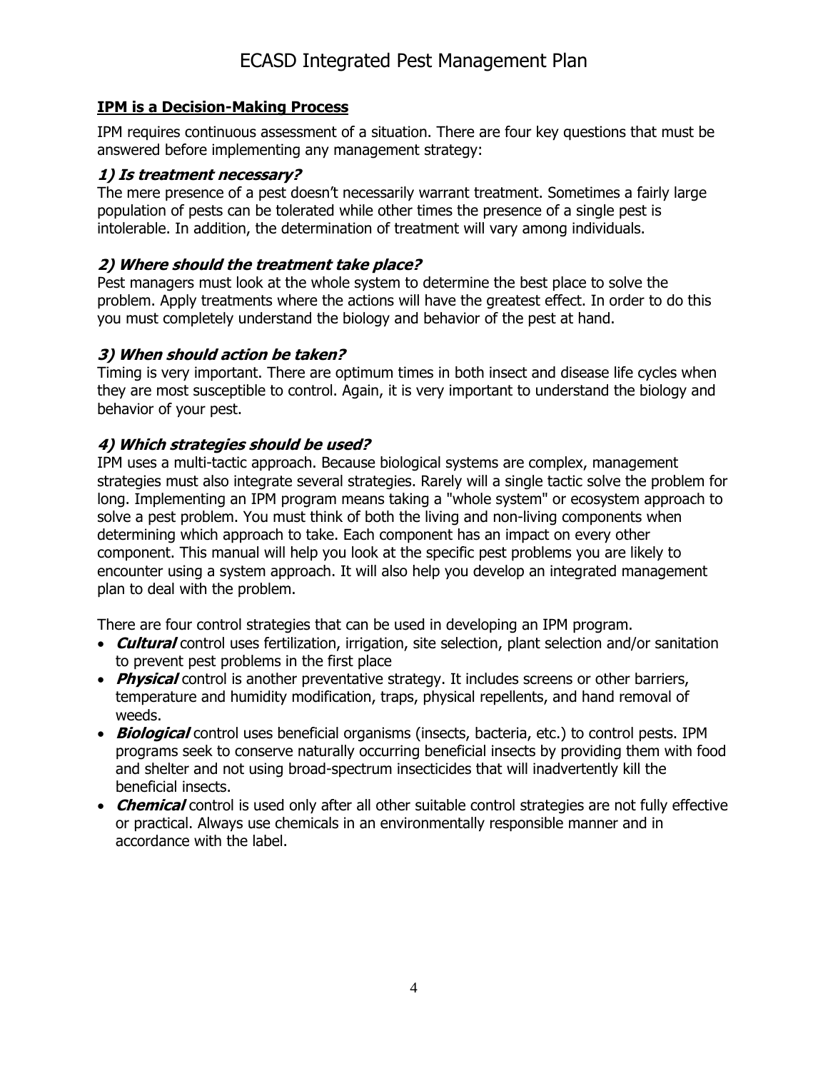## IPM is a Decision-Making Process

IPM requires continuous assessment of a situation. There are four key questions that must be answered before implementing any management strategy:

### *1) Is treatment necessary?*

The mere presence of a pest doesn't necessarily warrant treatment. Sometimes a fairly large population of pests can be tolerated while other times the presence of a single pest is intolerable. In addition, the determination of treatment will vary among individuals.

### *2) Where should the treatment take place?*

Pest managers must look at the whole system to determine the best place to solve the problem. Apply treatments where the actions will have the greatest effect. In order to do this you must completely understand the biology and behavior of the pest at hand.

### *3) When should action be taken?*

Timing is very important. There are optimum times in both insect and disease life cycles when they are most susceptible to control. Again, it is very important to understand the biology and behavior of your pest.

### *4) Which strategies should be used?*

IPM uses a multi-tactic approach. Because biological systems are complex, management strategies must also integrate several strategies. Rarely will a single tactic solve the problem for long. Implementing an IPM program means taking a "whole system" or ecosystem approach to solve a pest problem. You must think of both the living and non-living components when determining which approach to take. Each component has an impact on every other component. This manual will help you look at the specific pest problems you are likely to encounter using a system approach. It will also help you develop an integrated management plan to deal with the problem.

There are four control strategies that can be used in developing an IPM program.

- ***Cultural*** control uses fertilization, irrigation, site selection, plant selection and/or sanitation to prevent pest problems in the first place
- ***Physical*** control is another preventative strategy. It includes screens or other barriers, temperature and humidity modification, traps, physical repellents, and hand removal of weeds.
- ***Biological*** control uses beneficial organisms (insects, bacteria, etc.) to control pests. IPM programs seek to conserve naturally occurring beneficial insects by providing them with food and shelter and not using broad-spectrum insecticides that will inadvertently kill the beneficial insects.
- ***Chemical*** control is used only after all other suitable control strategies are not fully effective or practical. Always use chemicals in an environmentally responsible manner and in accordance with the label.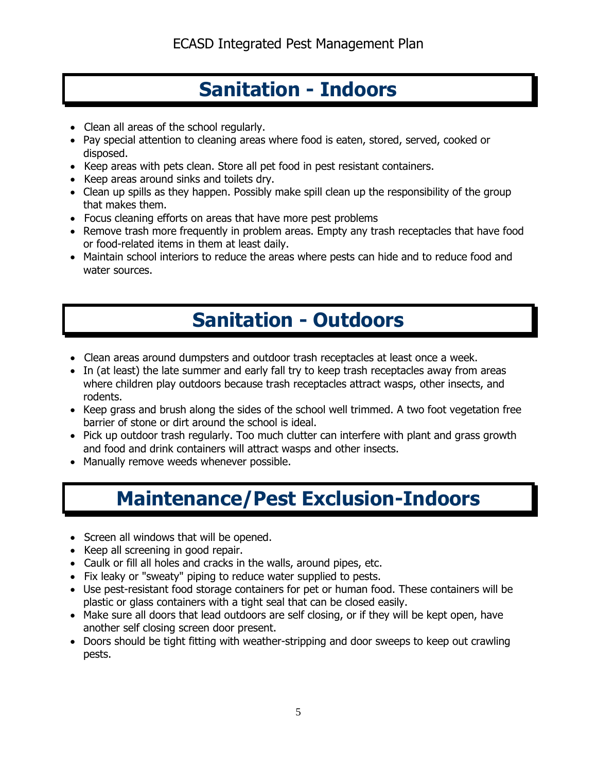## Sanitation - Indoors

- Clean all areas of the school regularly.
- Pay special attention to cleaning areas where food is eaten, stored, served, cooked or disposed.
- Keep areas with pets clean. Store all pet food in pest resistant containers.
- Keep areas around sinks and toilets dry.
- Clean up spills as they happen. Possibly make spill clean up the responsibility of the group that makes them.
- Focus cleaning efforts on areas that have more pest problems
- Remove trash more frequently in problem areas. Empty any trash receptacles that have food or food-related items in them at least daily.
- Maintain school interiors to reduce the areas where pests can hide and to reduce food and water sources.

## Sanitation - Outdoors

- Clean areas around dumpsters and outdoor trash receptacles at least once a week.
- In (at least) the late summer and early fall try to keep trash receptacles away from areas where children play outdoors because trash receptacles attract wasps, other insects, and rodents.
- Keep grass and brush along the sides of the school well trimmed. A two foot vegetation free barrier of stone or dirt around the school is ideal.
- Pick up outdoor trash regularly. Too much clutter can interfere with plant and grass growth and food and drink containers will attract wasps and other insects.
- Manually remove weeds whenever possible.

## Maintenance/Pest Exclusion-Indoors

- Screen all windows that will be opened.
- Keep all screening in good repair.
- Caulk or fill all holes and cracks in the walls, around pipes, etc.
- Fix leaky or "sweaty" piping to reduce water supplied to pests.
- Use pest-resistant food storage containers for pet or human food. These containers will be plastic or glass containers with a tight seal that can be closed easily.
- Make sure all doors that lead outdoors are self closing, or if they will be kept open, have another self closing screen door present.
- Doors should be tight fitting with weather-stripping and door sweeps to keep out crawling pests.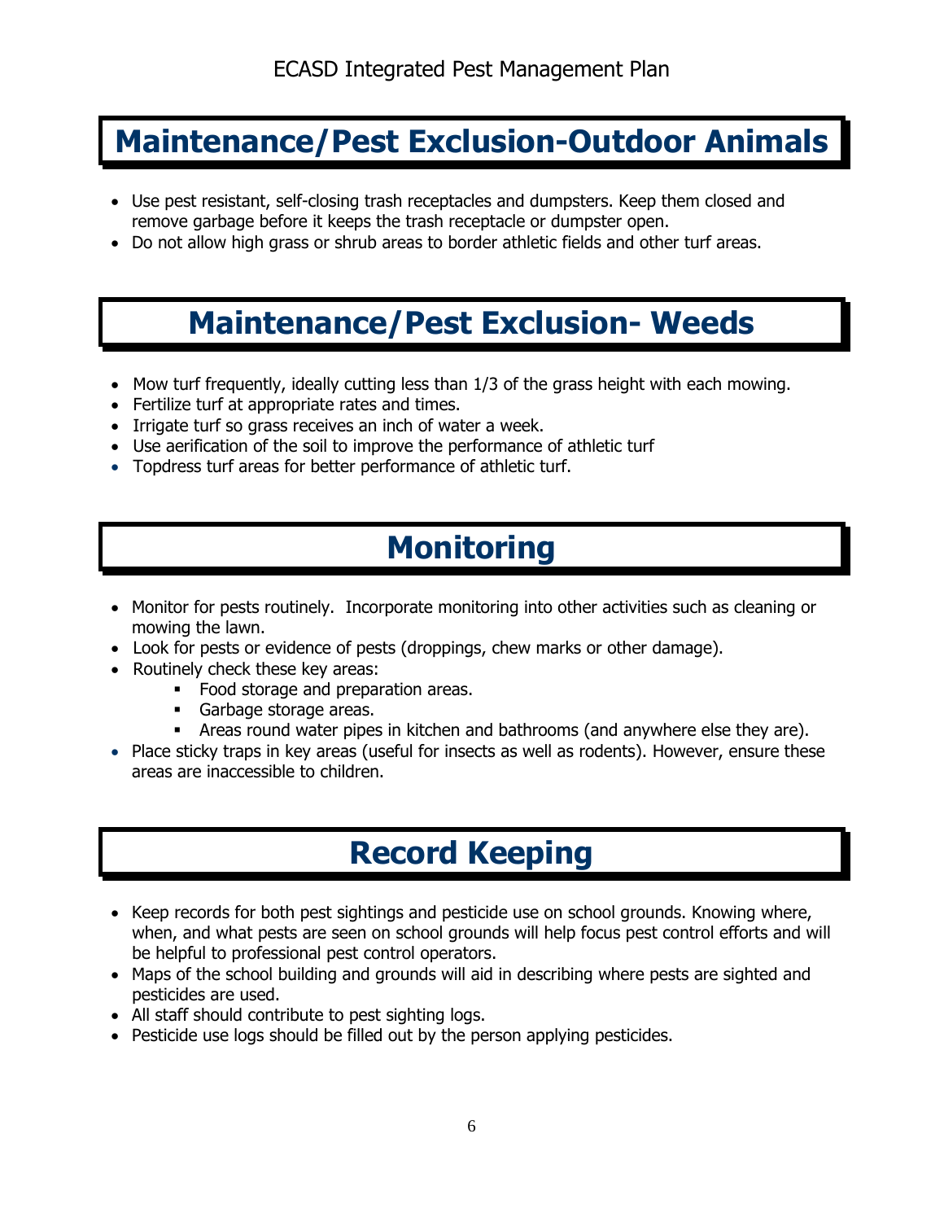## Maintenance/Pest Exclusion-Outdoor Animals

- Use pest resistant, self-closing trash receptacles and dumpsters. Keep them closed and remove garbage before it keeps the trash receptacle or dumpster open.
- Do not allow high grass or shrub areas to border athletic fields and other turf areas.

## Maintenance/Pest Exclusion- Weeds

- Mow turf frequently, ideally cutting less than 1/3 of the grass height with each mowing.
- Fertilize turf at appropriate rates and times.
- Irrigate turf so grass receives an inch of water a week.
- Use aerification of the soil to improve the performance of athletic turf
- Topdress turf areas for better performance of athletic turf.

## Monitoring

- Monitor for pests routinely. Incorporate monitoring into other activities such as cleaning or mowing the lawn.
- Look for pests or evidence of pests (droppings, chew marks or other damage).
- Routinely check these key areas:
  - Food storage and preparation areas.
  - Garbage storage areas.
  - Areas round water pipes in kitchen and bathrooms (and anywhere else they are).
- Place sticky traps in key areas (useful for insects as well as rodents). However, ensure these areas are inaccessible to children.

## Record Keeping

- Keep records for both pest sightings and pesticide use on school grounds. Knowing where, when, and what pests are seen on school grounds will help focus pest control efforts and will be helpful to professional pest control operators.
- Maps of the school building and grounds will aid in describing where pests are sighted and pesticides are used.
- All staff should contribute to pest sighting logs.
- Pesticide use logs should be filled out by the person applying pesticides.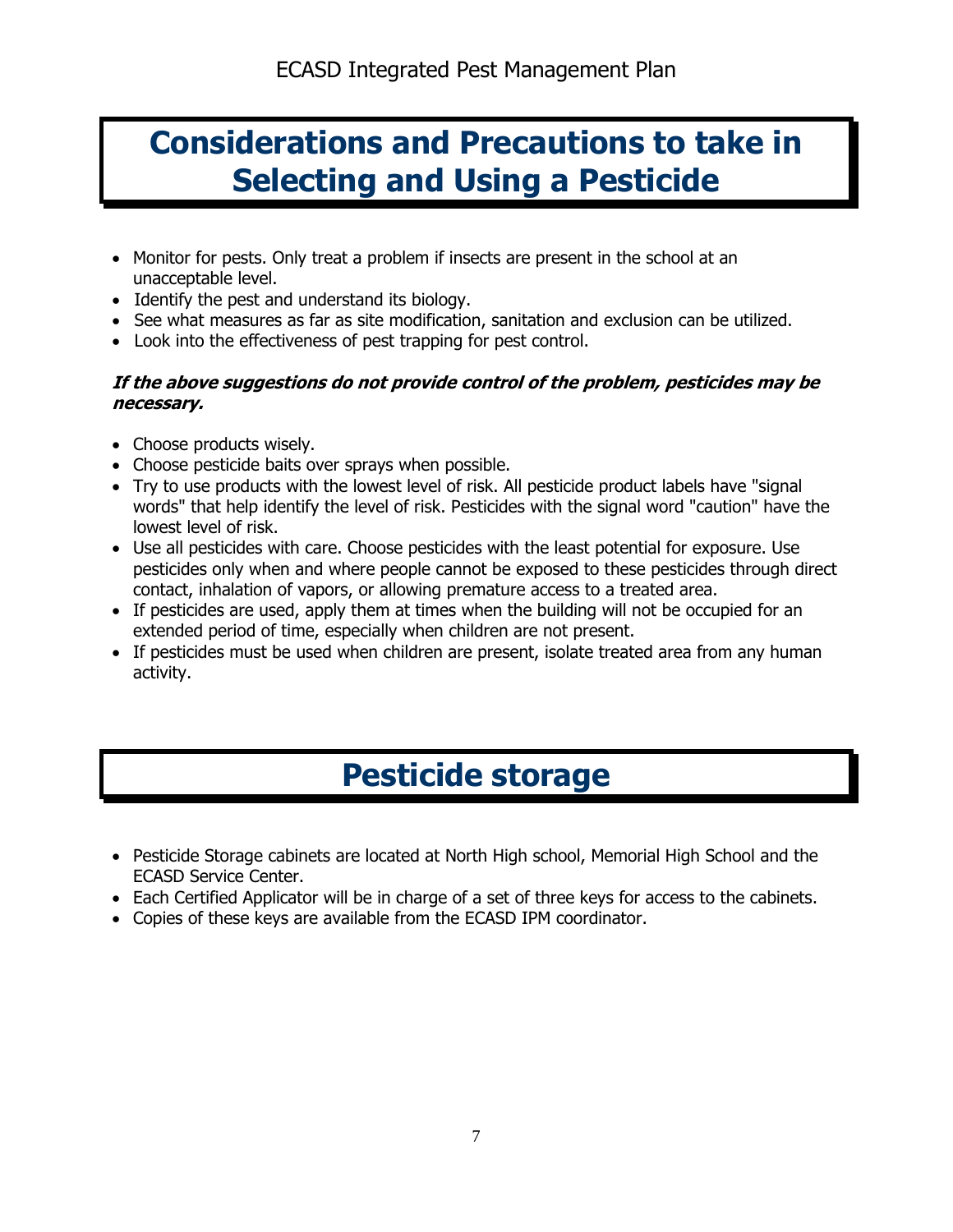# Considerations and Precautions to take in Selecting and Using a Pesticide

- Monitor for pests. Only treat a problem if insects are present in the school at an unacceptable level.
- Identify the pest and understand its biology.
- See what measures as far as site modification, sanitation and exclusion can be utilized.
- Look into the effectiveness of pest trapping for pest control.

***If the above suggestions do not provide control of the problem, pesticides may be necessary.***

- Choose products wisely.
- Choose pesticide baits over sprays when possible.
- Try to use products with the lowest level of risk. All pesticide product labels have "signal words" that help identify the level of risk. Pesticides with the signal word "caution" have the lowest level of risk.
- Use all pesticides with care. Choose pesticides with the least potential for exposure. Use pesticides only when and where people cannot be exposed to these pesticides through direct contact, inhalation of vapors, or allowing premature access to a treated area.
- If pesticides are used, apply them at times when the building will not be occupied for an extended period of time, especially when children are not present.
- If pesticides must be used when children are present, isolate treated area from any human activity.

# Pesticide storage

- Pesticide Storage cabinets are located at North High school, Memorial High School and the ECASD Service Center.
- Each Certified Applicator will be in charge of a set of three keys for access to the cabinets.
- Copies of these keys are available from the ECASD IPM coordinator.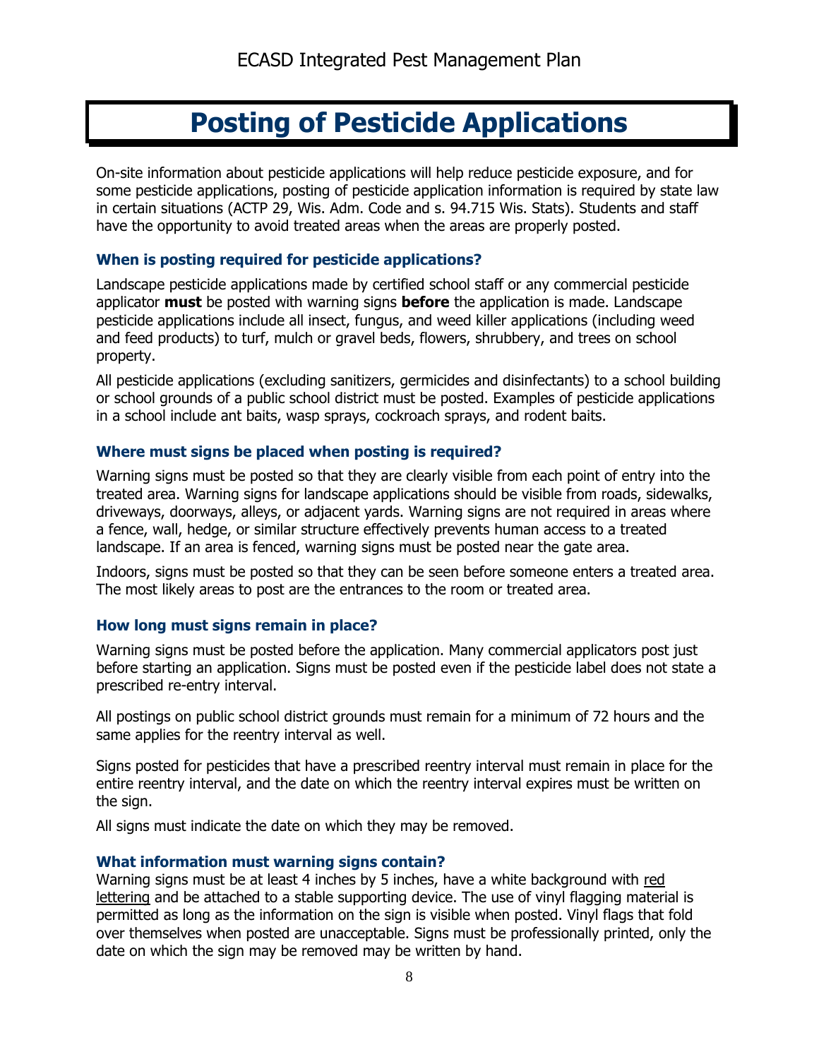# Posting of Pesticide Applications

On-site information about pesticide applications will help reduce pesticide exposure, and for some pesticide applications, posting of pesticide application information is required by state law in certain situations (ACTP 29, Wis. Adm. Code and s. 94.715 Wis. Stats). Students and staff have the opportunity to avoid treated areas when the areas are properly posted.

### When is posting required for pesticide applications?

Landscape pesticide applications made by certified school staff or any commercial pesticide applicator **must** be posted with warning signs **before** the application is made. Landscape pesticide applications include all insect, fungus, and weed killer applications (including weed and feed products) to turf, mulch or gravel beds, flowers, shrubbery, and trees on school property.

All pesticide applications (excluding sanitizers, germicides and disinfectants) to a school building or school grounds of a public school district must be posted. Examples of pesticide applications in a school include ant baits, wasp sprays, cockroach sprays, and rodent baits.

### Where must signs be placed when posting is required?

Warning signs must be posted so that they are clearly visible from each point of entry into the treated area. Warning signs for landscape applications should be visible from roads, sidewalks, driveways, doorways, alleys, or adjacent yards. Warning signs are not required in areas where a fence, wall, hedge, or similar structure effectively prevents human access to a treated landscape. If an area is fenced, warning signs must be posted near the gate area.

Indoors, signs must be posted so that they can be seen before someone enters a treated area. The most likely areas to post are the entrances to the room or treated area.

### How long must signs remain in place?

Warning signs must be posted before the application. Many commercial applicators post just before starting an application. Signs must be posted even if the pesticide label does not state a prescribed re-entry interval.

All postings on public school district grounds must remain for a minimum of 72 hours and the same applies for the reentry interval as well.

Signs posted for pesticides that have a prescribed reentry interval must remain in place for the entire reentry interval, and the date on which the reentry interval expires must be written on the sign.

All signs must indicate the date on which they may be removed.

### What information must warning signs contain?

Warning signs must be at least 4 inches by 5 inches, have a white background with red lettering and be attached to a stable supporting device. The use of vinyl flagging material is permitted as long as the information on the sign is visible when posted. Vinyl flags that fold over themselves when posted are unacceptable. Signs must be professionally printed, only the date on which the sign may be removed may be written by hand.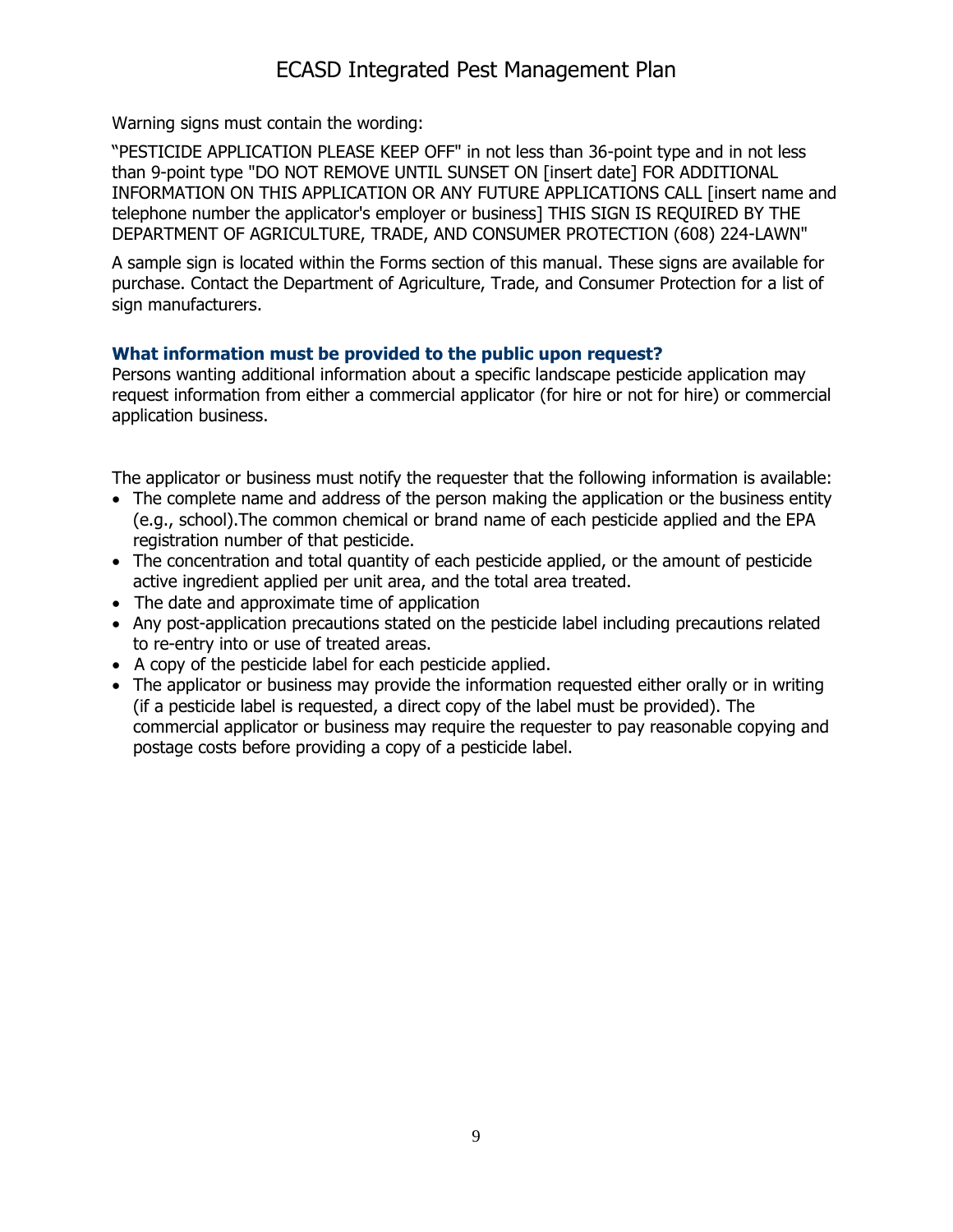Warning signs must contain the wording:

"PESTICIDE APPLICATION PLEASE KEEP OFF" in not less than 36-point type and in not less than 9-point type "DO NOT REMOVE UNTIL SUNSET ON [insert date] FOR ADDITIONAL INFORMATION ON THIS APPLICATION OR ANY FUTURE APPLICATIONS CALL [insert name and telephone number the applicator's employer or business] THIS SIGN IS REQUIRED BY THE DEPARTMENT OF AGRICULTURE, TRADE, AND CONSUMER PROTECTION (608) 224-LAWN"

A sample sign is located within the Forms section of this manual. These signs are available for purchase. Contact the Department of Agriculture, Trade, and Consumer Protection for a list of sign manufacturers.

### What information must be provided to the public upon request?

Persons wanting additional information about a specific landscape pesticide application may request information from either a commercial applicator (for hire or not for hire) or commercial application business.

The applicator or business must notify the requester that the following information is available:

- The complete name and address of the person making the application or the business entity (e.g., school).The common chemical or brand name of each pesticide applied and the EPA registration number of that pesticide.
- The concentration and total quantity of each pesticide applied, or the amount of pesticide active ingredient applied per unit area, and the total area treated.
- The date and approximate time of application
- Any post-application precautions stated on the pesticide label including precautions related to re-entry into or use of treated areas.
- A copy of the pesticide label for each pesticide applied.
- The applicator or business may provide the information requested either orally or in writing (if a pesticide label is requested, a direct copy of the label must be provided). The commercial applicator or business may require the requester to pay reasonable copying and postage costs before providing a copy of a pesticide label.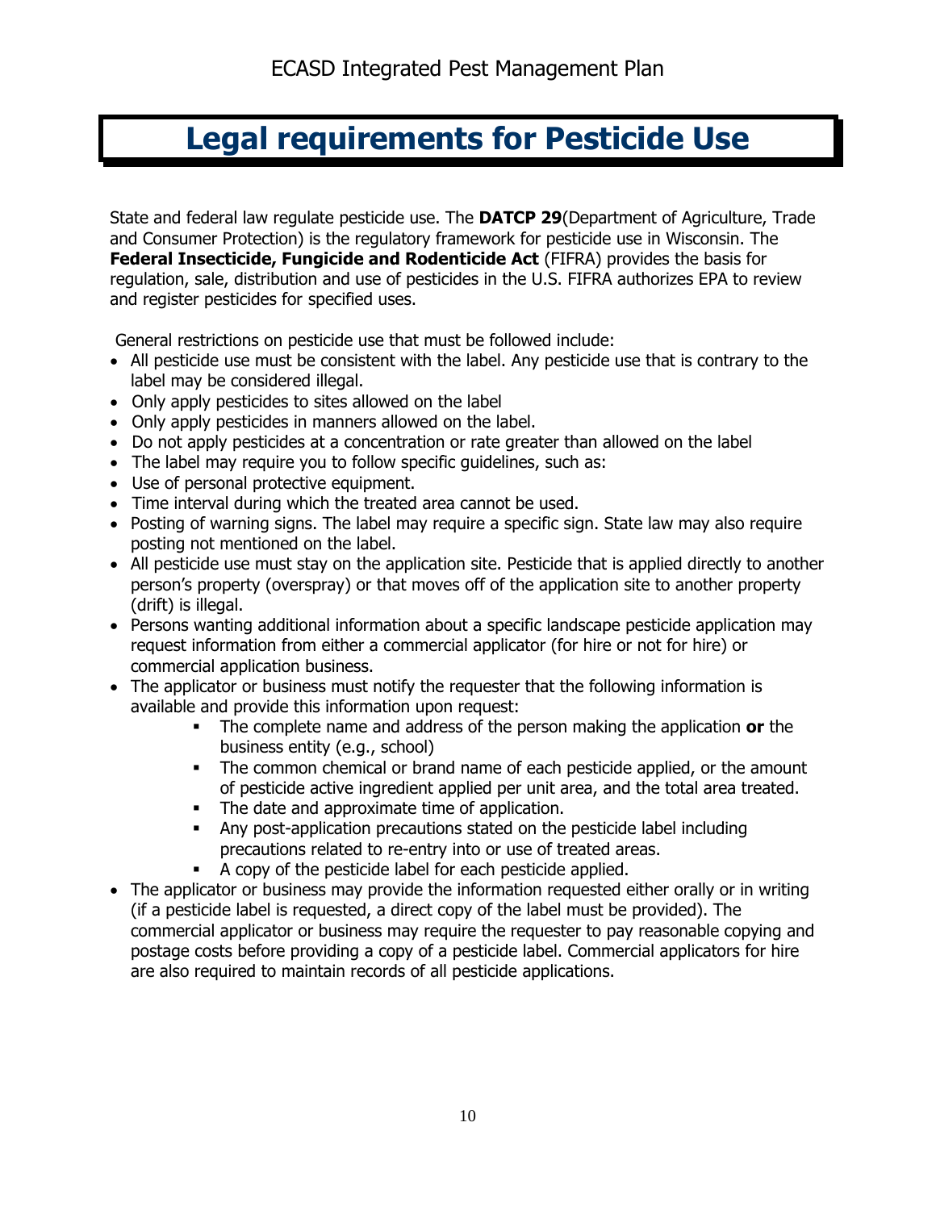# Legal requirements for Pesticide Use

State and federal law regulate pesticide use. The **DATCP 29**(Department of Agriculture, Trade and Consumer Protection) is the regulatory framework for pesticide use in Wisconsin. The **Federal Insecticide, Fungicide and Rodenticide Act** (FIFRA) provides the basis for regulation, sale, distribution and use of pesticides in the U.S. FIFRA authorizes EPA to review and register pesticides for specified uses.

General restrictions on pesticide use that must be followed include:

- All pesticide use must be consistent with the label. Any pesticide use that is contrary to the label may be considered illegal.
- Only apply pesticides to sites allowed on the label
- Only apply pesticides in manners allowed on the label.
- Do not apply pesticides at a concentration or rate greater than allowed on the label
- The label may require you to follow specific guidelines, such as:
- Use of personal protective equipment.
- Time interval during which the treated area cannot be used.
- Posting of warning signs. The label may require a specific sign. State law may also require posting not mentioned on the label.
- All pesticide use must stay on the application site. Pesticide that is applied directly to another person's property (overspray) or that moves off of the application site to another property (drift) is illegal.
- Persons wanting additional information about a specific landscape pesticide application may request information from either a commercial applicator (for hire or not for hire) or commercial application business.
- The applicator or business must notify the requester that the following information is available and provide this information upon request:
    - The complete name and address of the person making the application **or** the business entity (e.g., school)
    - The common chemical or brand name of each pesticide applied, or the amount of pesticide active ingredient applied per unit area, and the total area treated.
    - The date and approximate time of application.
    - Any post-application precautions stated on the pesticide label including precautions related to re-entry into or use of treated areas.
    - A copy of the pesticide label for each pesticide applied.
- The applicator or business may provide the information requested either orally or in writing (if a pesticide label is requested, a direct copy of the label must be provided). The commercial applicator or business may require the requester to pay reasonable copying and postage costs before providing a copy of a pesticide label. Commercial applicators for hire are also required to maintain records of all pesticide applications.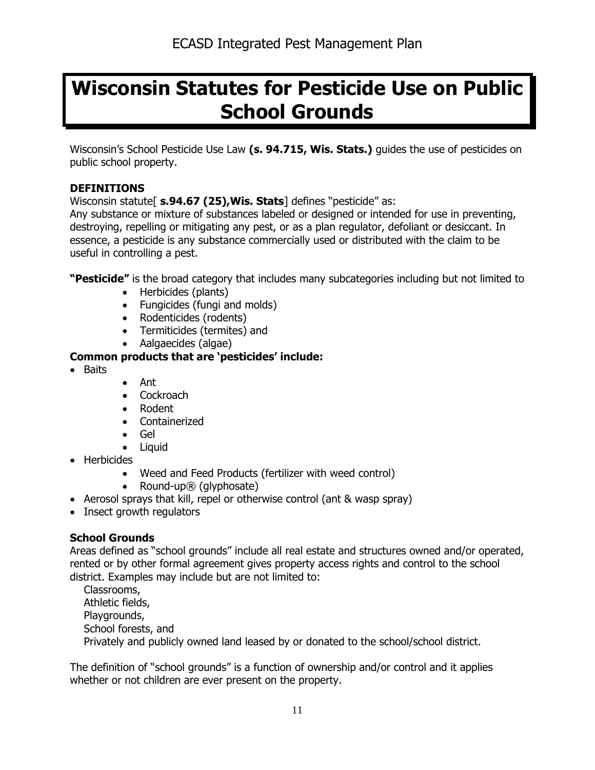# Wisconsin Statutes for Pesticide Use on Public School Grounds

Wisconsin's School Pesticide Use Law **(s. 94.715, Wis. Stats.)** guides the use of pesticides on public school property.

**DEFINITIONS**

Wisconsin statute[ **s.94.67 (25),Wis. Stats**] defines "pesticide" as:
Any substance or mixture of substances labeled or designed or intended for use in preventing, destroying, repelling or mitigating any pest, or as a plan regulator, defoliant or desiccant. In essence, a pesticide is any substance commercially used or distributed with the claim to be useful in controlling a pest.

**"Pesticide"** is the broad category that includes many subcategories including but not limited to

- Herbicides (plants)
- Fungicides (fungi and molds)
- Rodenticides (rodents)
- Termiticides (termites) and
- Aalgaecides (algae)

**Common products that are 'pesticides' include:**

- Baits
  - Ant
  - Cockroach
  - Rodent
  - Containerized
  - Gel
  - Liquid
- Herbicides
  - Weed and Feed Products (fertilizer with weed control)
  - Round-up® (glyphosate)
- Aerosol sprays that kill, repel or otherwise control (ant & wasp spray)
- Insect growth regulators

**School Grounds**

Areas defined as "school grounds" include all real estate and structures owned and/or operated, rented or by other formal agreement gives property access rights and control to the school district. Examples may include but are not limited to:

Classrooms,
Athletic fields,
Playgrounds,
School forests, and
Privately and publicly owned land leased by or donated to the school/school district.

The definition of "school grounds" is a function of ownership and/or control and it applies whether or not children are ever present on the property.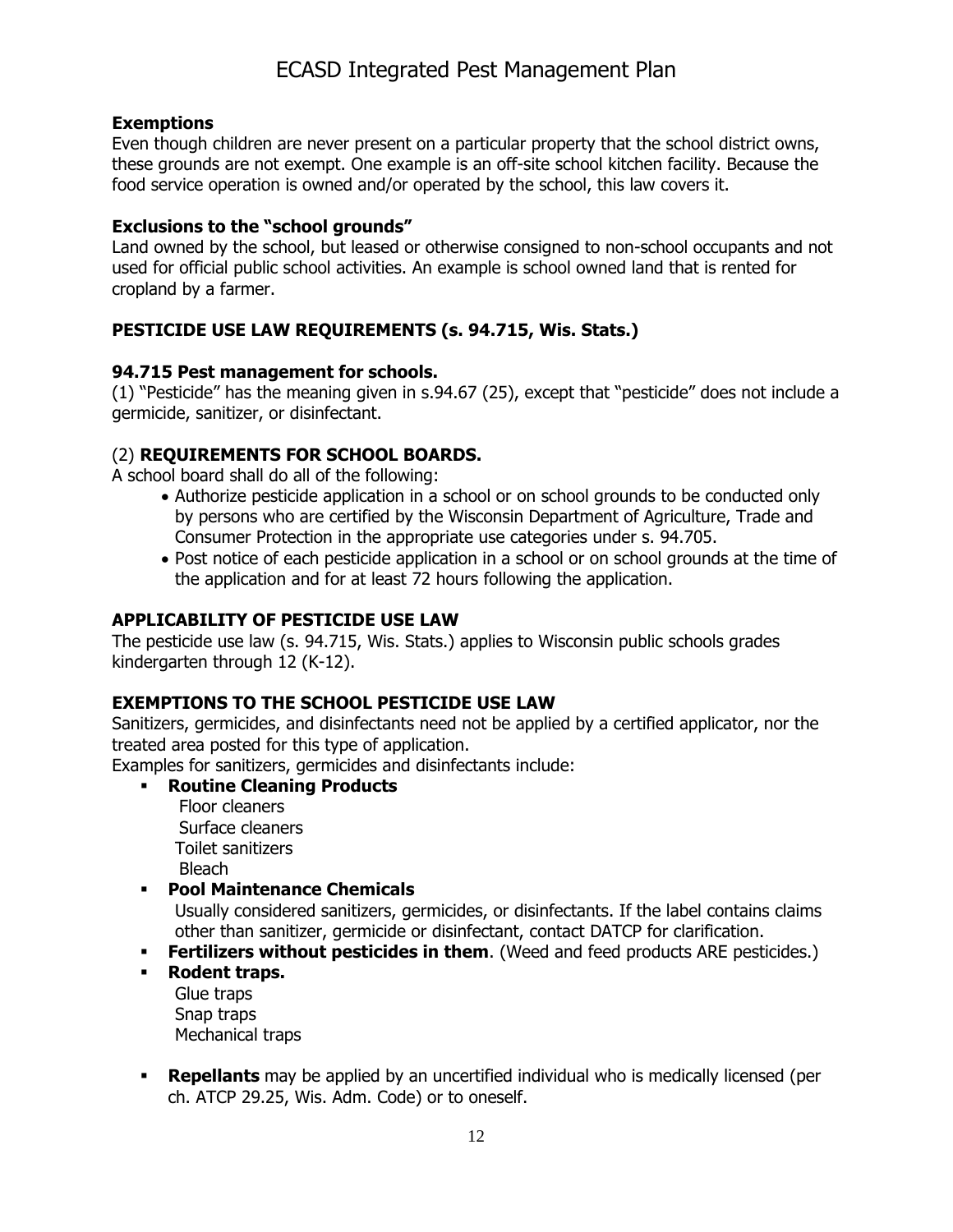**Exemptions**

Even though children are never present on a particular property that the school district owns, these grounds are not exempt. One example is an off-site school kitchen facility. Because the food service operation is owned and/or operated by the school, this law covers it.

**Exclusions to the "school grounds"**

Land owned by the school, but leased or otherwise consigned to non-school occupants and not used for official public school activities. An example is school owned land that is rented for cropland by a farmer.

## PESTICIDE USE LAW REQUIREMENTS (s. 94.715, Wis. Stats.)

**94.715 Pest management for schools.**

(1) "Pesticide" has the meaning given in s.94.67 (25), except that "pesticide" does not include a germicide, sanitizer, or disinfectant.

(2) **REQUIREMENTS FOR SCHOOL BOARDS.**

A school board shall do all of the following:

- Authorize pesticide application in a school or on school grounds to be conducted only by persons who are certified by the Wisconsin Department of Agriculture, Trade and Consumer Protection in the appropriate use categories under s. 94.705.
- Post notice of each pesticide application in a school or on school grounds at the time of the application and for at least 72 hours following the application.

## APPLICABILITY OF PESTICIDE USE LAW

The pesticide use law (s. 94.715, Wis. Stats.) applies to Wisconsin public schools grades kindergarten through 12 (K-12).

## EXEMPTIONS TO THE SCHOOL PESTICIDE USE LAW

Sanitizers, germicides, and disinfectants need not be applied by a certified applicator, nor the treated area posted for this type of application.

Examples for sanitizers, germicides and disinfectants include:

- **Routine Cleaning Products**
  Floor cleaners
  Surface cleaners
  Toilet sanitizers
  Bleach
- **Pool Maintenance Chemicals**
  Usually considered sanitizers, germicides, or disinfectants. If the label contains claims other than sanitizer, germicide or disinfectant, contact DATCP for clarification.
- **Fertilizers without pesticides in them**. (Weed and feed products ARE pesticides.)
- **Rodent traps.**
  Glue traps
  Snap traps
  Mechanical traps
- **Repellants** may be applied by an uncertified individual who is medically licensed (per ch. ATCP 29.25, Wis. Adm. Code) or to oneself.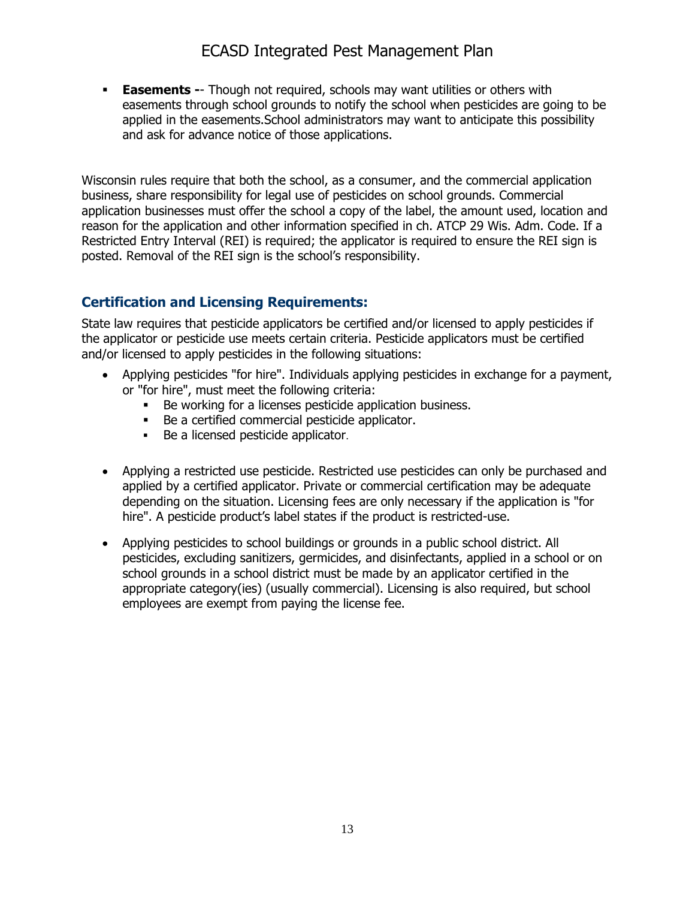- **Easements --** Though not required, schools may want utilities or others with easements through school grounds to notify the school when pesticides are going to be applied in the easements.School administrators may want to anticipate this possibility and ask for advance notice of those applications.

Wisconsin rules require that both the school, as a consumer, and the commercial application business, share responsibility for legal use of pesticides on school grounds. Commercial application businesses must offer the school a copy of the label, the amount used, location and reason for the application and other information specified in ch. ATCP 29 Wis. Adm. Code. If a Restricted Entry Interval (REI) is required; the applicator is required to ensure the REI sign is posted. Removal of the REI sign is the school's responsibility.

## Certification and Licensing Requirements:

State law requires that pesticide applicators be certified and/or licensed to apply pesticides if the applicator or pesticide use meets certain criteria. Pesticide applicators must be certified and/or licensed to apply pesticides in the following situations:

- Applying pesticides "for hire". Individuals applying pesticides in exchange for a payment, or "for hire", must meet the following criteria:
  - Be working for a licenses pesticide application business.
  - Be a certified commercial pesticide applicator.
  - Be a licensed pesticide applicator.

- Applying a restricted use pesticide. Restricted use pesticides can only be purchased and applied by a certified applicator. Private or commercial certification may be adequate depending on the situation. Licensing fees are only necessary if the application is "for hire". A pesticide product's label states if the product is restricted-use.

- Applying pesticides to school buildings or grounds in a public school district. All pesticides, excluding sanitizers, germicides, and disinfectants, applied in a school or on school grounds in a school district must be made by an applicator certified in the appropriate category(ies) (usually commercial). Licensing is also required, but school employees are exempt from paying the license fee.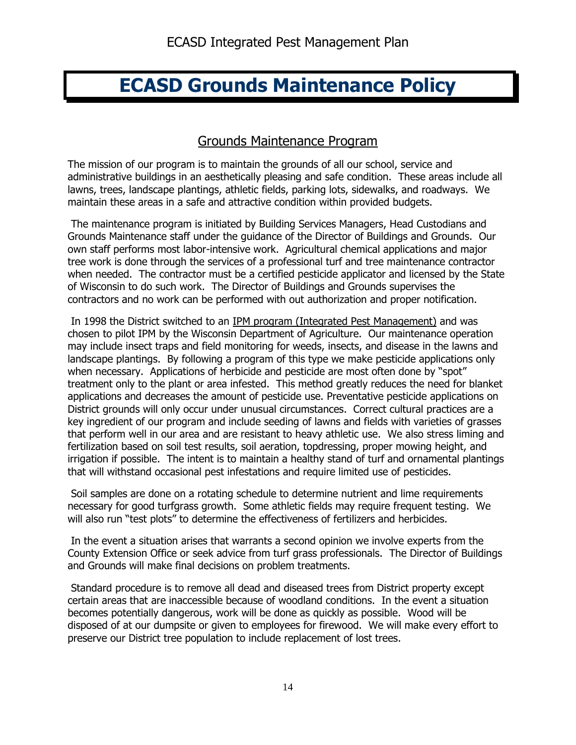# ECASD Grounds Maintenance Policy

## Grounds Maintenance Program

The mission of our program is to maintain the grounds of all our school, service and administrative buildings in an aesthetically pleasing and safe condition. These areas include all lawns, trees, landscape plantings, athletic fields, parking lots, sidewalks, and roadways. We maintain these areas in a safe and attractive condition within provided budgets.

The maintenance program is initiated by Building Services Managers, Head Custodians and Grounds Maintenance staff under the guidance of the Director of Buildings and Grounds. Our own staff performs most labor-intensive work. Agricultural chemical applications and major tree work is done through the services of a professional turf and tree maintenance contractor when needed. The contractor must be a certified pesticide applicator and licensed by the State of Wisconsin to do such work. The Director of Buildings and Grounds supervises the contractors and no work can be performed with out authorization and proper notification.

In 1998 the District switched to an IPM program (Integrated Pest Management) and was chosen to pilot IPM by the Wisconsin Department of Agriculture. Our maintenance operation may include insect traps and field monitoring for weeds, insects, and disease in the lawns and landscape plantings. By following a program of this type we make pesticide applications only when necessary. Applications of herbicide and pesticide are most often done by "spot" treatment only to the plant or area infested. This method greatly reduces the need for blanket applications and decreases the amount of pesticide use. Preventative pesticide applications on District grounds will only occur under unusual circumstances. Correct cultural practices are a key ingredient of our program and include seeding of lawns and fields with varieties of grasses that perform well in our area and are resistant to heavy athletic use. We also stress liming and fertilization based on soil test results, soil aeration, topdressing, proper mowing height, and irrigation if possible. The intent is to maintain a healthy stand of turf and ornamental plantings that will withstand occasional pest infestations and require limited use of pesticides.

Soil samples are done on a rotating schedule to determine nutrient and lime requirements necessary for good turfgrass growth. Some athletic fields may require frequent testing. We will also run "test plots" to determine the effectiveness of fertilizers and herbicides.

In the event a situation arises that warrants a second opinion we involve experts from the County Extension Office or seek advice from turf grass professionals. The Director of Buildings and Grounds will make final decisions on problem treatments.

Standard procedure is to remove all dead and diseased trees from District property except certain areas that are inaccessible because of woodland conditions. In the event a situation becomes potentially dangerous, work will be done as quickly as possible. Wood will be disposed of at our dumpsite or given to employees for firewood. We will make every effort to preserve our District tree population to include replacement of lost trees.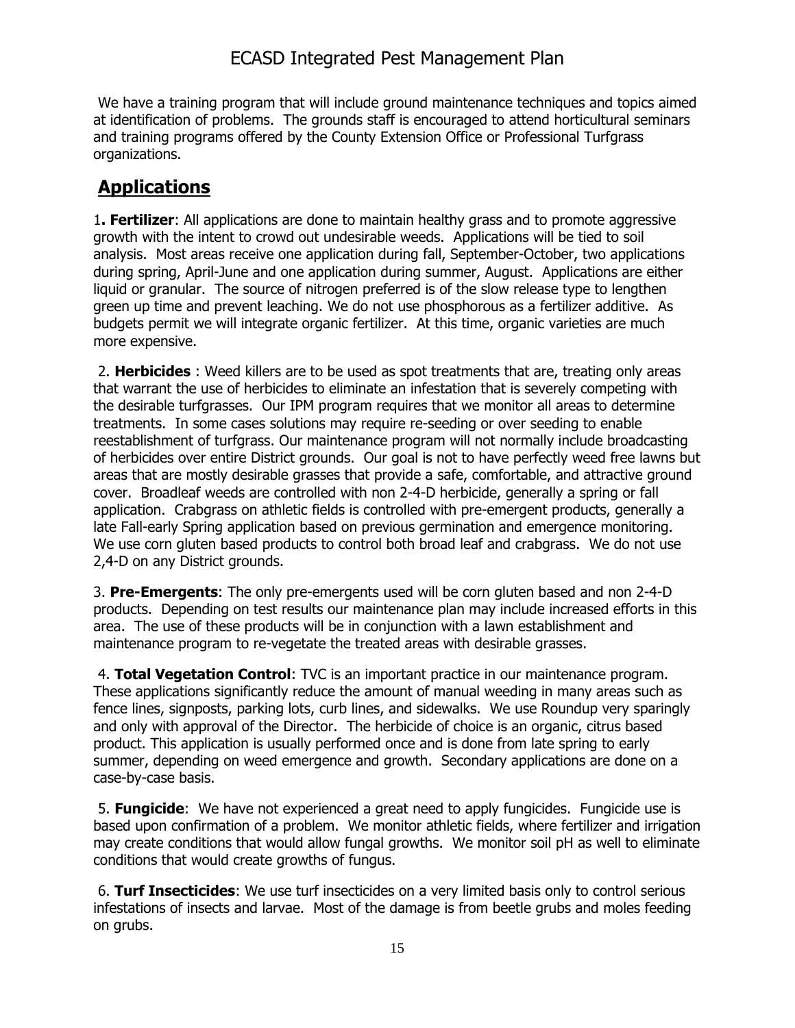We have a training program that will include ground maintenance techniques and topics aimed at identification of problems. The grounds staff is encouraged to attend horticultural seminars and training programs offered by the County Extension Office or Professional Turfgrass organizations.

## Applications

1**. Fertilizer**: All applications are done to maintain healthy grass and to promote aggressive growth with the intent to crowd out undesirable weeds. Applications will be tied to soil analysis. Most areas receive one application during fall, September-October, two applications during spring, April-June and one application during summer, August. Applications are either liquid or granular. The source of nitrogen preferred is of the slow release type to lengthen green up time and prevent leaching. We do not use phosphorous as a fertilizer additive. As budgets permit we will integrate organic fertilizer. At this time, organic varieties are much more expensive.

2. **Herbicides** : Weed killers are to be used as spot treatments that are, treating only areas that warrant the use of herbicides to eliminate an infestation that is severely competing with the desirable turfgrasses. Our IPM program requires that we monitor all areas to determine treatments. In some cases solutions may require re-seeding or over seeding to enable reestablishment of turfgrass. Our maintenance program will not normally include broadcasting of herbicides over entire District grounds. Our goal is not to have perfectly weed free lawns but areas that are mostly desirable grasses that provide a safe, comfortable, and attractive ground cover. Broadleaf weeds are controlled with non 2-4-D herbicide, generally a spring or fall application. Crabgrass on athletic fields is controlled with pre-emergent products, generally a late Fall-early Spring application based on previous germination and emergence monitoring. We use corn gluten based products to control both broad leaf and crabgrass. We do not use 2,4-D on any District grounds.

3. **Pre-Emergents**: The only pre-emergents used will be corn gluten based and non 2-4-D products. Depending on test results our maintenance plan may include increased efforts in this area. The use of these products will be in conjunction with a lawn establishment and maintenance program to re-vegetate the treated areas with desirable grasses.

4. **Total Vegetation Control**: TVC is an important practice in our maintenance program. These applications significantly reduce the amount of manual weeding in many areas such as fence lines, signposts, parking lots, curb lines, and sidewalks. We use Roundup very sparingly and only with approval of the Director. The herbicide of choice is an organic, citrus based product. This application is usually performed once and is done from late spring to early summer, depending on weed emergence and growth. Secondary applications are done on a case-by-case basis.

5. **Fungicide**: We have not experienced a great need to apply fungicides. Fungicide use is based upon confirmation of a problem. We monitor athletic fields, where fertilizer and irrigation may create conditions that would allow fungal growths. We monitor soil pH as well to eliminate conditions that would create growths of fungus.

6. **Turf Insecticides**: We use turf insecticides on a very limited basis only to control serious infestations of insects and larvae. Most of the damage is from beetle grubs and moles feeding on grubs.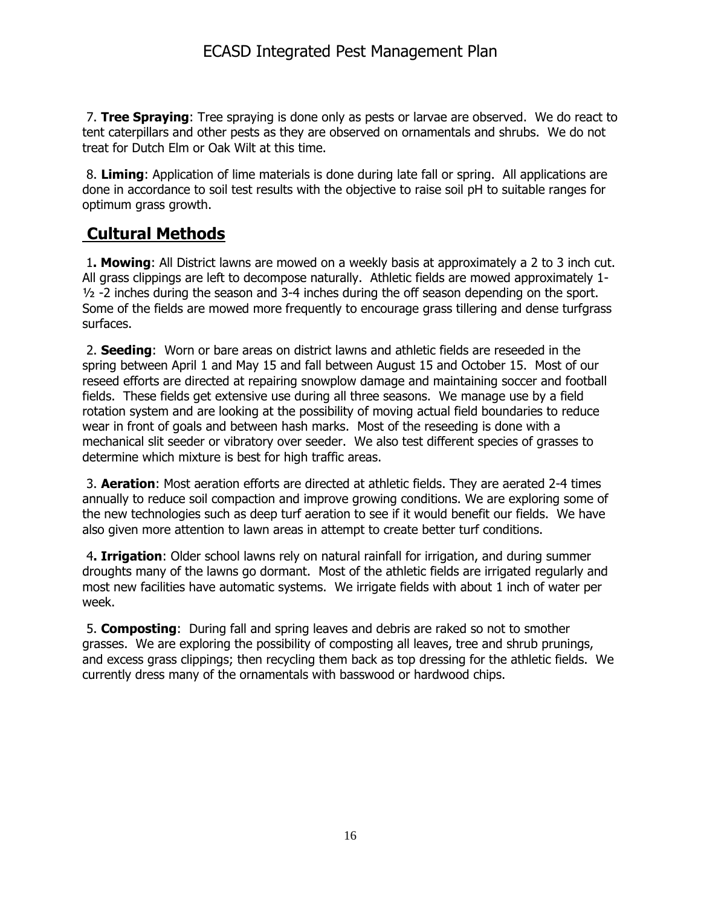7. **Tree Spraying**: Tree spraying is done only as pests or larvae are observed. We do react to tent caterpillars and other pests as they are observed on ornamentals and shrubs. We do not treat for Dutch Elm or Oak Wilt at this time.

8. **Liming**: Application of lime materials is done during late fall or spring. All applications are done in accordance to soil test results with the objective to raise soil pH to suitable ranges for optimum grass growth.

## Cultural Methods

1. **Mowing**: All District lawns are mowed on a weekly basis at approximately a 2 to 3 inch cut. All grass clippings are left to decompose naturally. Athletic fields are mowed approximately 1-½ -2 inches during the season and 3-4 inches during the off season depending on the sport. Some of the fields are mowed more frequently to encourage grass tillering and dense turfgrass surfaces.

2. **Seeding**: Worn or bare areas on district lawns and athletic fields are reseeded in the spring between April 1 and May 15 and fall between August 15 and October 15. Most of our reseed efforts are directed at repairing snowplow damage and maintaining soccer and football fields. These fields get extensive use during all three seasons. We manage use by a field rotation system and are looking at the possibility of moving actual field boundaries to reduce wear in front of goals and between hash marks. Most of the reseeding is done with a mechanical slit seeder or vibratory over seeder. We also test different species of grasses to determine which mixture is best for high traffic areas.

3. **Aeration**: Most aeration efforts are directed at athletic fields. They are aerated 2-4 times annually to reduce soil compaction and improve growing conditions. We are exploring some of the new technologies such as deep turf aeration to see if it would benefit our fields. We have also given more attention to lawn areas in attempt to create better turf conditions.

4. **Irrigation**: Older school lawns rely on natural rainfall for irrigation, and during summer droughts many of the lawns go dormant. Most of the athletic fields are irrigated regularly and most new facilities have automatic systems. We irrigate fields with about 1 inch of water per week.

5. **Composting**: During fall and spring leaves and debris are raked so not to smother grasses. We are exploring the possibility of composting all leaves, tree and shrub prunings, and excess grass clippings; then recycling them back as top dressing for the athletic fields. We currently dress many of the ornamentals with basswood or hardwood chips.